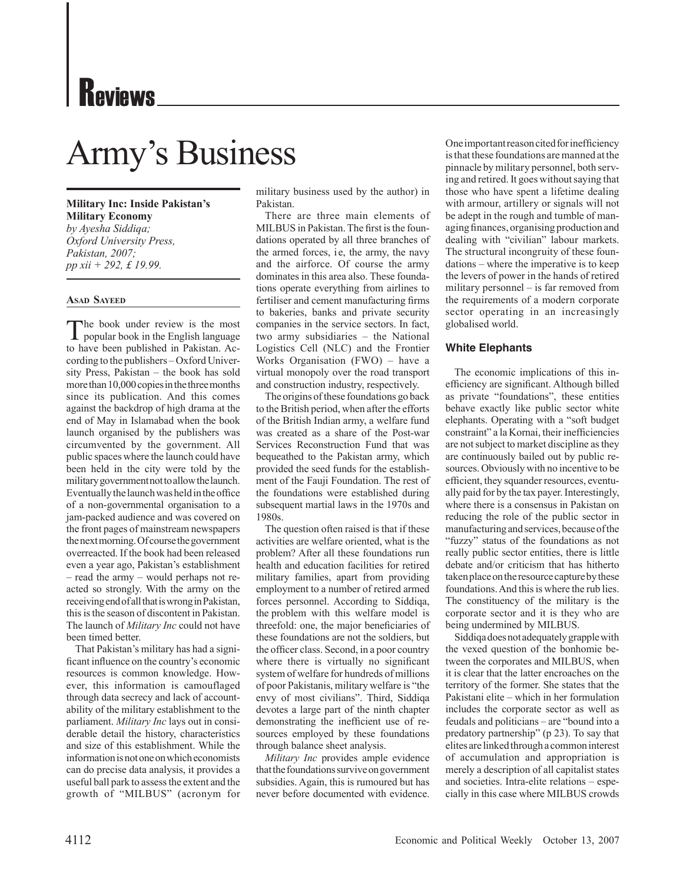# Reviews

# Army's Business

**Military Inc: Inside Pakistan's Military Economy**
*by Ayesha Siddiqa;*
*Oxford University Press, Pakistan, 2007;*
*pp xii + 292, £ 19.99.*

**Asad Sayeed**

The book under review is the most popular book in the English language to have been published in Pakistan. According to the publishers – Oxford University Press, Pakistan – the book has sold more than 10,000 copies in the three months since its publication. And this comes against the backdrop of high drama at the end of May in Islamabad when the book launch organised by the publishers was circumvented by the government. All public spaces where the launch could have been held in the city were told by the military government not to allow the launch. Eventually the launch was held in the office of a non-governmental organisation to a jam-packed audience and was covered on the front pages of mainstream newspapers the next morning. Of course the government overreacted. If the book had been released even a year ago, Pakistan's establishment – read the army – would perhaps not reacted so strongly. With the army on the receiving end of all that is wrong in Pakistan, this is the season of discontent in Pakistan. The launch of *Military Inc* could not have been timed better.

That Pakistan's military has had a significant influence on the country's economic resources is common knowledge. However, this information is camouflaged through data secrecy and lack of accountability of the military establishment to the parliament. *Military Inc* lays out in considerable detail the history, characteristics and size of this establishment. While the information is not one on which economists can do precise data analysis, it provides a useful ball park to assess the extent and the growth of "MILBUS" (acronym for military business used by the author) in Pakistan.

There are three main elements of MILBUS in Pakistan. The first is the foundations operated by all three branches of the armed forces, ie, the army, the navy and the airforce. Of course the army dominates in this area also. These foundations operate everything from airlines to fertiliser and cement manufacturing firms to bakeries, banks and private security companies in the service sectors. In fact, two army subsidiaries – the National Logistics Cell (NLC) and the Frontier Works Organisation (FWO) – have a virtual monopoly over the road transport and construction industry, respectively.

The origins of these foundations go back to the British period, when after the efforts of the British Indian army, a welfare fund was created as a share of the Post-war Services Reconstruction Fund that was bequeathed to the Pakistan army, which provided the seed funds for the establishment of the Fauji Foundation. The rest of the foundations were established during subsequent martial laws in the 1970s and 1980s.

The question often raised is that if these activities are welfare oriented, what is the problem? After all these foundations run health and education facilities for retired military families, apart from providing employment to a number of retired armed forces personnel. According to Siddiqa, the problem with this welfare model is threefold: one, the major beneficiaries of these foundations are not the soldiers, but the officer class. Second, in a poor country where there is virtually no significant system of welfare for hundreds of millions of poor Pakistanis, military welfare is "the envy of most civilians". Third, Siddiqa devotes a large part of the ninth chapter demonstrating the inefficient use of resources employed by these foundations through balance sheet analysis.

*Military Inc* provides ample evidence that the foundations survive on government subsidies. Again, this is rumoured but has never before documented with evidence. One important reason cited for inefficiency is that these foundations are manned at the pinnacle by military personnel, both serving and retired. It goes without saying that those who have spent a lifetime dealing with armour, artillery or signals will not be adept in the rough and tumble of managing finances, organising production and dealing with "civilian" labour markets. The structural incongruity of these foundations – where the imperative is to keep the levers of power in the hands of retired military personnel – is far removed from the requirements of a modern corporate sector operating in an increasingly globalised world.

### White Elephants

The economic implications of this inefficiency are significant. Although billed as private "foundations", these entities behave exactly like public sector white elephants. Operating with a "soft budget constraint" a la Kornai, their inefficiencies are not subject to market discipline as they are continuously bailed out by public resources. Obviously with no incentive to be efficient, they squander resources, eventually paid for by the tax payer. Interestingly, where there is a consensus in Pakistan on reducing the role of the public sector in manufacturing and services, because of the "fuzzy" status of the foundations as not really public sector entities, there is little debate and/or criticism that has hitherto taken place on the resource capture by these foundations. And this is where the rub lies. The constituency of the military is the corporate sector and it is they who are being undermined by MILBUS.

Siddiqa does not adequately grapple with the vexed question of the bonhomie between the corporates and MILBUS, when it is clear that the latter encroaches on the territory of the former. She states that the Pakistani elite – which in her formulation includes the corporate sector as well as feudals and politicians – are "bound into a predatory partnership" (p 23). To say that elites are linked through a common interest of accumulation and appropriation is merely a description of all capitalist states and societies. Intra-elite relations – especially in this case where MILBUS crowds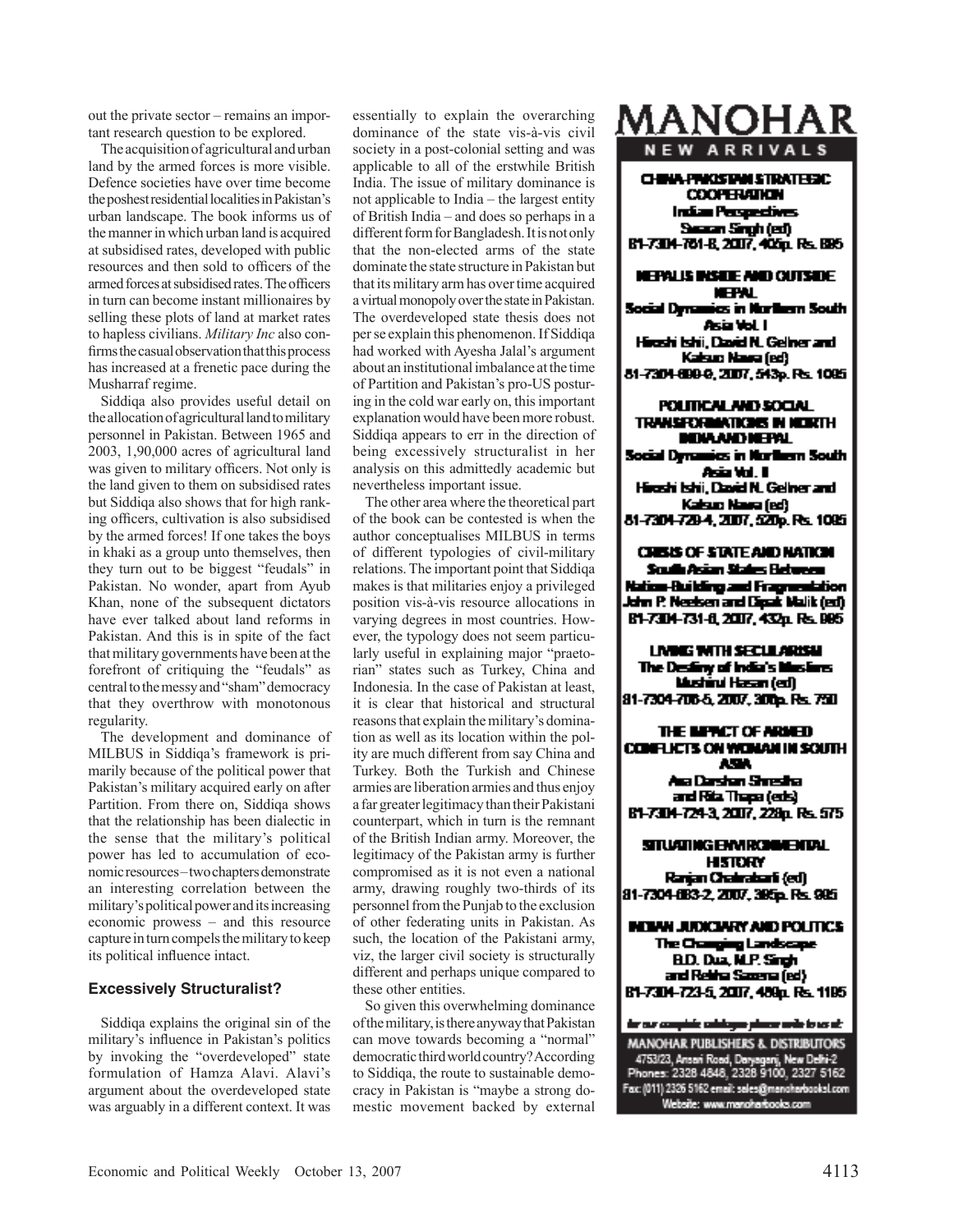out the private sector – remains an important research question to be explored.

The acquisition of agricultural and urban land by the armed forces is more visible. Defence societies have over time become the poshest residential localities in Pakistan's urban landscape. The book informs us of the manner in which urban land is acquired at subsidised rates, developed with public resources and then sold to officers of the armed forces at subsidised rates. The officers in turn can become instant millionaires by selling these plots of land at market rates to hapless civilians. *Military Inc* also confirms the casual observation that this process has increased at a frenetic pace during the Musharraf regime.

Siddiqa also provides useful detail on the allocation of agricultural land to military personnel in Pakistan. Between 1965 and 2003, 1,90,000 acres of agricultural land was given to military officers. Not only is the land given to them on subsidised rates but Siddiqa also shows that for high ranking officers, cultivation is also subsidised by the armed forces! If one takes the boys in khaki as a group unto themselves, then they turn out to be biggest "feudals" in Pakistan. No wonder, apart from Ayub Khan, none of the subsequent dictators have ever talked about land reforms in Pakistan. And this is in spite of the fact that military governments have been at the forefront of critiquing the "feudals" as central to the messy and "sham" democracy that they overthrow with monotonous regularity.

The development and dominance of MILBUS in Siddiqa's framework is primarily because of the political power that Pakistan's military acquired early on after Partition. From there on, Siddiqa shows that the relationship has been dialectic in the sense that the military's political power has led to accumulation of economic resources – two chapters demonstrate an interesting correlation between the military's political power and its increasing economic prowess – and this resource capture in turn compels the military to keep its political influence intact.

### Excessively Structuralist?

Siddiqa explains the original sin of the military's influence in Pakistan's politics by invoking the "overdeveloped" state formulation of Hamza Alavi. Alavi's argument about the overdeveloped state was arguably in a different context. It was essentially to explain the overarching dominance of the state vis-à-vis civil society in a post-colonial setting and was applicable to all of the erstwhile British India. The issue of military dominance is not applicable to India – the largest entity of British India – and does so perhaps in a different form for Bangladesh. It is not only that the non-elected arms of the state dominate the state structure in Pakistan but that its military arm has over time acquired a virtual monopoly over the state in Pakistan. The overdeveloped state thesis does not per se explain this phenomenon. If Siddiqa had worked with Ayesha Jalal's argument about an institutional imbalance at the time of Partition and Pakistan's pro-US posturing in the cold war early on, this important explanation would have been more robust. Siddiqa appears to err in the direction of being excessively structuralist in her analysis on this admittedly academic but nevertheless important issue.

The other area where the theoretical part of the book can be contested is when the author conceptualises MILBUS in terms of different typologies of civil-military relations. The important point that Siddiqa makes is that militaries enjoy a privileged position vis-à-vis resource allocations in varying degrees in most countries. However, the typology does not seem particularly useful in explaining major "praetorian" states such as Turkey, China and Indonesia. In the case of Pakistan at least, it is clear that historical and structural reasons that explain the military's domination as well as its location within the polity are much different from say China and Turkey. Both the Turkish and Chinese armies are liberation armies and thus enjoy a far greater legitimacy than their Pakistani counterpart, which in turn is the remnant of the British Indian army. Moreover, the legitimacy of the Pakistan army is further compromised as it is not even a national army, drawing roughly two-thirds of its personnel from the Punjab to the exclusion of other federating units in Pakistan. As such, the location of the Pakistani army, viz, the larger civil society is structurally different and perhaps unique compared to these other entities.

So given this overwhelming dominance of the military, is there anyway that Pakistan can move towards becoming a "normal" democratic third world country? According to Siddiqa, the route to sustainable democracy in Pakistan is "maybe a strong domestic movement backed by external

**MANOHAR**

**NEW ARRIVALS**

**CHINA-PAKISTAN STRATEGIC COOPERATION**
Indian Perspectives
Swaran Singh (ed)
81-7304-761-8, 2007, 406p. Rs. 895

**NEPALIS INSIDE AND OUTSIDE NEPAL**
Social Dynamics in Northern South Asia Vol. I
Hiroshi Ishii, David N. Gellner and Katsuo Nawa (ed)
81-7304-690-0, 2007, 543p. Rs. 1095

**POLITICAL AND SOCIAL TRANSFORMATIONS IN NORTH INDIA AND NEPAL**
Social Dynamics in Northern South Asia Vol. II
Hiroshi Ishii, David N. Gellner and Katsuo Nawa (ed)
81-7304-720-4, 2007, 520p. Rs. 1095

**CRISIS OF STATE AND NATION**
South Asian States Between Nation-Building and Fragmentation
John P. Neelsen and Dipak Malik (ed)
81-7304-731-0, 2007, 432p. Rs. 895

**LIVING WITH SECULARISM**
The Destiny of India's Muslims
Mushirul Hasan (ed)
81-7304-706-5, 2007, 300p. Rs. 750

**THE IMPACT OF ARMED CONFLICTS ON WOMAN IN SOUTH ASIA**
Asa Darshan Shrestha and Rita Thapa (eds)
81-7304-724-3, 2007, 228p. Rs. 575

**SITUATING ENVIRONMENTAL HISTORY**
Ranjan Chakrabarti (ed)
81-7304-683-2, 2007, 395p. Rs. 995

**INDIAN JUDICIARY AND POLITICS**
The Changing Landscape
B.D. Dua, M.P. Singh and Rekha Saxena (ed)
81-7304-723-5, 2007, 480p. Rs. 1195

for our complete catalogue please write to us at:

MANOHAR PUBLISHERS & DISTRIBUTORS
4753/23, Ansari Road, Daryaganj, New Delhi-2
Phones: 2328 4848, 2328 9100, 2327 5162
Fax: (011) 2326 5162 email: sales@manoharbooks.com
Website: www.manoharbooks.com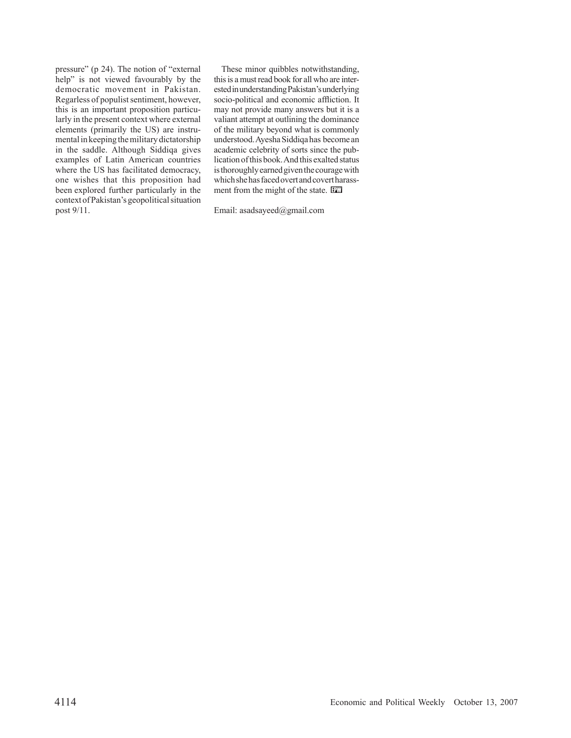pressure" (p 24). The notion of "external help" is not viewed favourably by the democratic movement in Pakistan. Regarless of populist sentiment, however, this is an important proposition particularly in the present context where external elements (primarily the US) are instrumental in keeping the military dictatorship in the saddle. Although Siddiqa gives examples of Latin American countries where the US has facilitated democracy, one wishes that this proposition had been explored further particularly in the context of Pakistan's geopolitical situation post 9/11.

These minor quibbles notwithstanding, this is a must read book for all who are interested in understanding Pakistan's underlying socio-political and economic affliction. It may not provide many answers but it is a valiant attempt at outlining the dominance of the military beyond what is commonly understood. Ayesha Siddiqa has become an academic celebrity of sorts since the publication of this book. And this exalted status is thoroughly earned given the courage with which she has faced overt and covert harassment from the might of the state. EPW

Email: asadsayeed@gmail.com